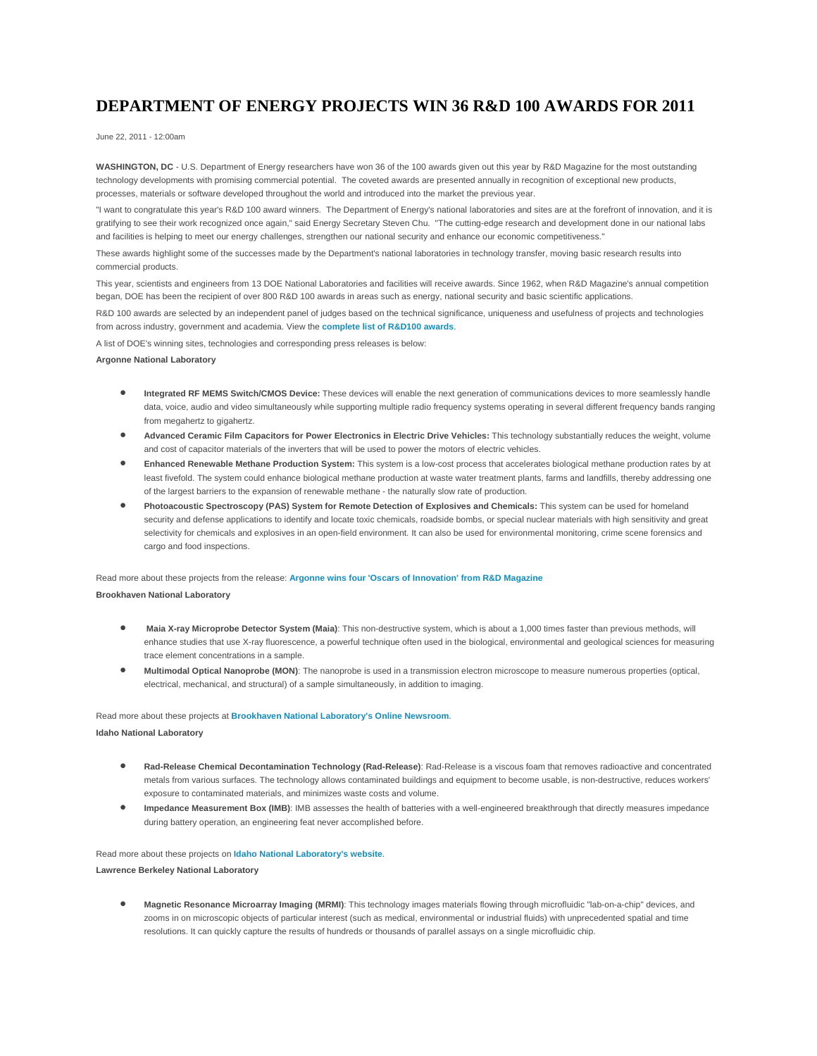# DEPARTMENT OF ENERGY PROJECTS WIN 36 R&D 100 AWARDS FOR 2011

June 22, 2011 - 12:00am

**WASHINGTON, DC** - U.S. Department of Energy researchers have won 36 of the 100 awards given out this year by R&D Magazine for the most outstanding technology developments with promising commercial potential. The coveted awards are presented annually in recognition of exceptional new products, processes, materials or software developed throughout the world and introduced into the market the previous year.

"I want to congratulate this year's R&D 100 award winners. The Department of Energy's national laboratories and sites are at the forefront of innovation, and it is gratifying to see their work recognized once again," said Energy Secretary Steven Chu. "The cutting-edge research and development done in our national labs and facilities is helping to meet our energy challenges, strengthen our national security and enhance our economic competitiveness."

These awards highlight some of the successes made by the Department's national laboratories in technology transfer, moving basic research results into commercial products.

This year, scientists and engineers from 13 DOE National Laboratories and facilities will receive awards. Since 1962, when R&D Magazine's annual competition began, DOE has been the recipient of over 800 R&D 100 awards in areas such as energy, national security and basic scientific applications.

R&D 100 awards are selected by an independent panel of judges based on the technical significance, uniqueness and usefulness of projects and technologies from across industry, government and academia. View the **complete list of R&D100 awards**.

A list of DOE's winning sites, technologies and corresponding press releases is below:

**Argonne National Laboratory**

- **Integrated RF MEMS Switch/CMOS Device:** These devices will enable the next generation of communications devices to more seamlessly handle data, voice, audio and video simultaneously while supporting multiple radio frequency systems operating in several different frequency bands ranging from megahertz to gigahertz.
- **Advanced Ceramic Film Capacitors for Power Electronics in Electric Drive Vehicles:** This technology substantially reduces the weight, volume and cost of capacitor materials of the inverters that will be used to power the motors of electric vehicles.
- **Enhanced Renewable Methane Production System:** This system is a low-cost process that accelerates biological methane production rates by at least fivefold. The system could enhance biological methane production at waste water treatment plants, farms and landfills, thereby addressing one of the largest barriers to the expansion of renewable methane - the naturally slow rate of production.
- **Photoacoustic Spectroscopy (PAS) System for Remote Detection of Explosives and Chemicals:** This system can be used for homeland security and defense applications to identify and locate toxic chemicals, roadside bombs, or special nuclear materials with high sensitivity and great selectivity for chemicals and explosives in an open-field environment. It can also be used for environmental monitoring, crime scene forensics and cargo and food inspections.

Read more about these projects from the release: **Argonne wins four 'Oscars of Innovation' from R&D Magazine**

**Brookhaven National Laboratory**

- **Maia X-ray Microprobe Detector System (Maia)**: This non-destructive system, which is about a 1,000 times faster than previous methods, will enhance studies that use X-ray fluorescence, a powerful technique often used in the biological, environmental and geological sciences for measuring trace element concentrations in a sample.
- **Multimodal Optical Nanoprobe (MON)**: The nanoprobe is used in a transmission electron microscope to measure numerous properties (optical, electrical, mechanical, and structural) of a sample simultaneously, in addition to imaging.

Read more about these projects at **Brookhaven National Laboratory's Online Newsroom**.

**Idaho National Laboratory**

- **Rad-Release Chemical Decontamination Technology (Rad-Release)**: Rad-Release is a viscous foam that removes radioactive and concentrated metals from various surfaces. The technology allows contaminated buildings and equipment to become usable, is non-destructive, reduces workers' exposure to contaminated materials, and minimizes waste costs and volume.
- **Impedance Measurement Box (IMB)**: IMB assesses the health of batteries with a well-engineered breakthrough that directly measures impedance during battery operation, an engineering feat never accomplished before.

Read more about these projects on **Idaho National Laboratory's website**.

**Lawrence Berkeley National Laboratory**

- **Magnetic Resonance Microarray Imaging (MRMI)**: This technology images materials flowing through microfluidic "lab-on-a-chip" devices, and zooms in on microscopic objects of particular interest (such as medical, environmental or industrial fluids) with unprecedented spatial and time resolutions. It can quickly capture the results of hundreds or thousands of parallel assays on a single microfluidic chip.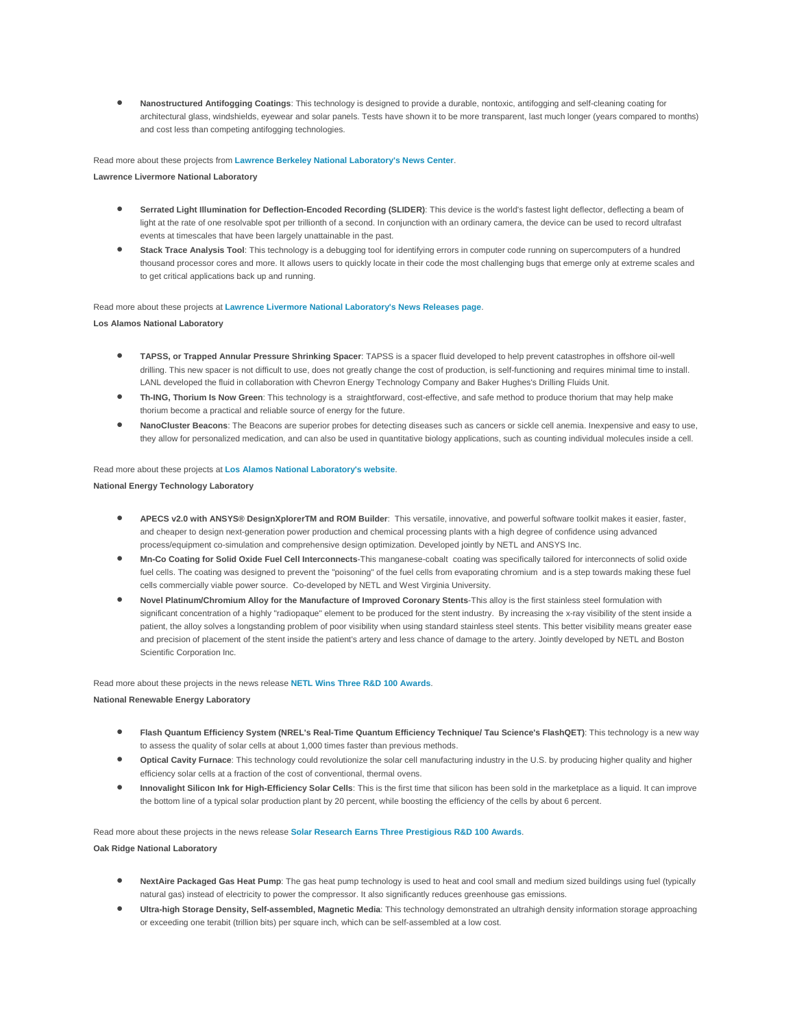- **Nanostructured Antifogging Coatings**: This technology is designed to provide a durable, nontoxic, antifogging and self-cleaning coating for architectural glass, windshields, eyewear and solar panels. Tests have shown it to be more transparent, last much longer (years compared to months) and cost less than competing antifogging technologies.

Read more about these projects from **Lawrence Berkeley National Laboratory's News Center**.

**Lawrence Livermore National Laboratory**

- **Serrated Light Illumination for Deflection-Encoded Recording (SLIDER)**: This device is the world's fastest light deflector, deflecting a beam of light at the rate of one resolvable spot per trillionth of a second. In conjunction with an ordinary camera, the device can be used to record ultrafast events at timescales that have been largely unattainable in the past.
- **Stack Trace Analysis Tool**: This technology is a debugging tool for identifying errors in computer code running on supercomputers of a hundred thousand processor cores and more. It allows users to quickly locate in their code the most challenging bugs that emerge only at extreme scales and to get critical applications back up and running.

Read more about these projects at **Lawrence Livermore National Laboratory's News Releases page**.

**Los Alamos National Laboratory**

- **TAPSS, or Trapped Annular Pressure Shrinking Spacer**: TAPSS is a spacer fluid developed to help prevent catastrophes in offshore oil-well drilling. This new spacer is not difficult to use, does not greatly change the cost of production, is self-functioning and requires minimal time to install. LANL developed the fluid in collaboration with Chevron Energy Technology Company and Baker Hughes's Drilling Fluids Unit.
- **Th-ING, Thorium Is Now Green**: This technology is a straightforward, cost-effective, and safe method to produce thorium that may help make thorium become a practical and reliable source of energy for the future.
- **NanoCluster Beacons**: The Beacons are superior probes for detecting diseases such as cancers or sickle cell anemia. Inexpensive and easy to use, they allow for personalized medication, and can also be used in quantitative biology applications, such as counting individual molecules inside a cell.

Read more about these projects at **Los Alamos National Laboratory's website**.

**National Energy Technology Laboratory**

- **APECS v2.0 with ANSYS® DesignXplorerTM and ROM Builder**: This versatile, innovative, and powerful software toolkit makes it easier, faster, and cheaper to design next-generation power production and chemical processing plants with a high degree of confidence using advanced process/equipment co-simulation and comprehensive design optimization. Developed jointly by NETL and ANSYS Inc.
- **Mn-Co Coating for Solid Oxide Fuel Cell Interconnects**-This manganese-cobalt coating was specifically tailored for interconnects of solid oxide fuel cells. The coating was designed to prevent the "poisoning" of the fuel cells from evaporating chromium and is a step towards making these fuel cells commercially viable power source. Co-developed by NETL and West Virginia University.
- **Novel Platinum/Chromium Alloy for the Manufacture of Improved Coronary Stents**-This alloy is the first stainless steel formulation with significant concentration of a highly "radiopaque" element to be produced for the stent industry. By increasing the x-ray visibility of the stent inside a patient, the alloy solves a longstanding problem of poor visibility when using standard stainless steel stents. This better visibility means greater ease and precision of placement of the stent inside the patient's artery and less chance of damage to the artery. Jointly developed by NETL and Boston Scientific Corporation Inc.

Read more about these projects in the news release **NETL Wins Three R&D 100 Awards**.

**National Renewable Energy Laboratory**

- **Flash Quantum Efficiency System (NREL's Real-Time Quantum Efficiency Technique/ Tau Science's FlashQET)**: This technology is a new way to assess the quality of solar cells at about 1,000 times faster than previous methods.
- **Optical Cavity Furnace**: This technology could revolutionize the solar cell manufacturing industry in the U.S. by producing higher quality and higher efficiency solar cells at a fraction of the cost of conventional, thermal ovens.
- **Innovalight Silicon Ink for High-Efficiency Solar Cells**: This is the first time that silicon has been sold in the marketplace as a liquid. It can improve the bottom line of a typical solar production plant by 20 percent, while boosting the efficiency of the cells by about 6 percent.

Read more about these projects in the news release **Solar Research Earns Three Prestigious R&D 100 Awards**.

**Oak Ridge National Laboratory**

- **NextAire Packaged Gas Heat Pump**: The gas heat pump technology is used to heat and cool small and medium sized buildings using fuel (typically natural gas) instead of electricity to power the compressor. It also significantly reduces greenhouse gas emissions.
- **Ultra-high Storage Density, Self-assembled, Magnetic Media**: This technology demonstrated an ultrahigh density information storage approaching or exceeding one terabit (trillion bits) per square inch, which can be self-assembled at a low cost.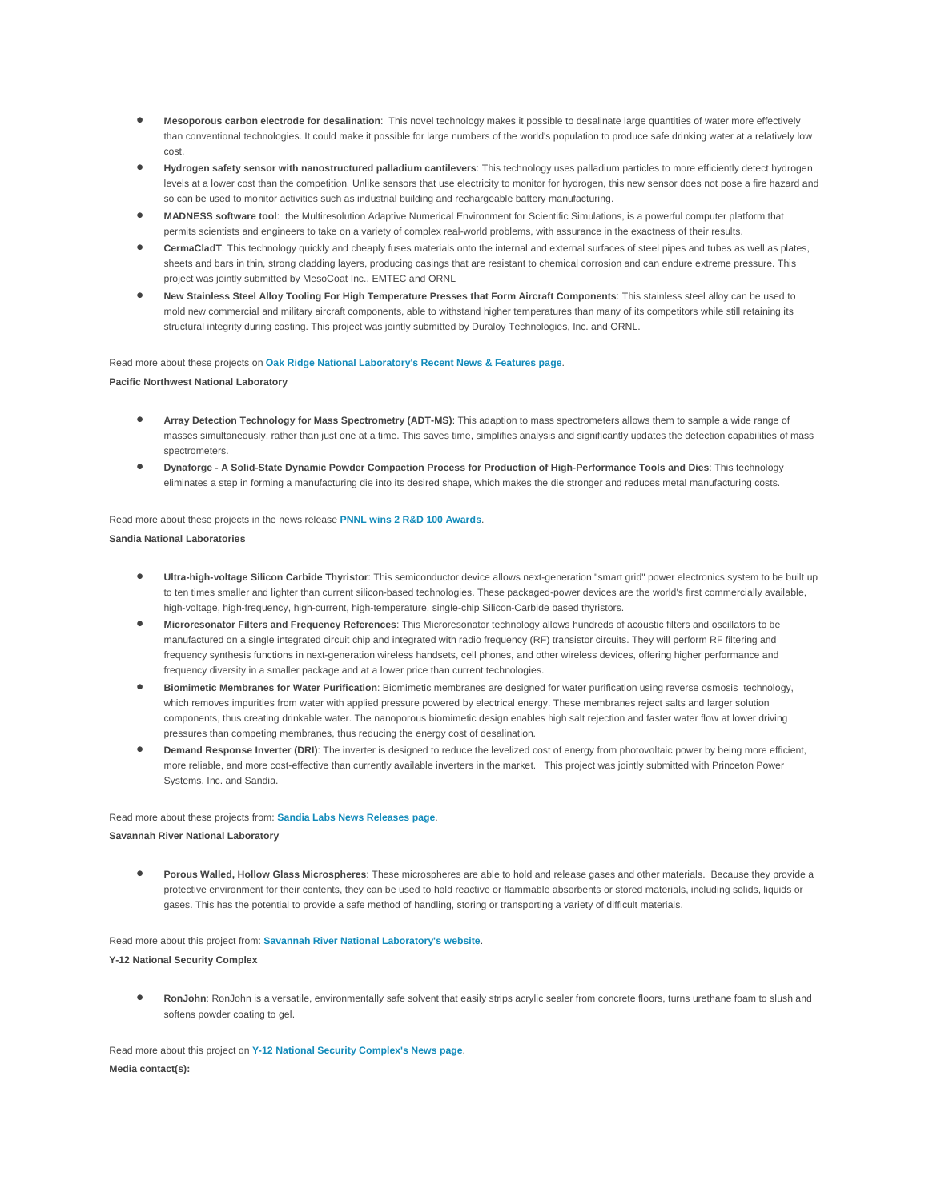- **Mesoporous carbon electrode for desalination**: This novel technology makes it possible to desalinate large quantities of water more effectively than conventional technologies. It could make it possible for large numbers of the world's population to produce safe drinking water at a relatively low cost.
- **Hydrogen safety sensor with nanostructured palladium cantilevers**: This technology uses palladium particles to more efficiently detect hydrogen levels at a lower cost than the competition. Unlike sensors that use electricity to monitor for hydrogen, this new sensor does not pose a fire hazard and so can be used to monitor activities such as industrial building and rechargeable battery manufacturing.
- **MADNESS software tool**: the Multiresolution Adaptive Numerical Environment for Scientific Simulations, is a powerful computer platform that permits scientists and engineers to take on a variety of complex real-world problems, with assurance in the exactness of their results.
- **CermaCladT**: This technology quickly and cheaply fuses materials onto the internal and external surfaces of steel pipes and tubes as well as plates, sheets and bars in thin, strong cladding layers, producing casings that are resistant to chemical corrosion and can endure extreme pressure. This project was jointly submitted by MesoCoat Inc., EMTEC and ORNL
- **New Stainless Steel Alloy Tooling For High Temperature Presses that Form Aircraft Components**: This stainless steel alloy can be used to mold new commercial and military aircraft components, able to withstand higher temperatures than many of its competitors while still retaining its structural integrity during casting. This project was jointly submitted by Duraloy Technologies, Inc. and ORNL.

Read more about these projects on **Oak Ridge National Laboratory's Recent News & Features page**.

**Pacific Northwest National Laboratory**

- **Array Detection Technology for Mass Spectrometry (ADT-MS)**: This adaption to mass spectrometers allows them to sample a wide range of masses simultaneously, rather than just one at a time. This saves time, simplifies analysis and significantly updates the detection capabilities of mass spectrometers.
- **Dynaforge - A Solid-State Dynamic Powder Compaction Process for Production of High-Performance Tools and Dies**: This technology eliminates a step in forming a manufacturing die into its desired shape, which makes the die stronger and reduces metal manufacturing costs.

Read more about these projects in the news release **PNNL wins 2 R&D 100 Awards**.

**Sandia National Laboratories**

- **Ultra-high-voltage Silicon Carbide Thyristor**: This semiconductor device allows next-generation "smart grid" power electronics system to be built up to ten times smaller and lighter than current silicon-based technologies. These packaged-power devices are the world's first commercially available, high-voltage, high-frequency, high-current, high-temperature, single-chip Silicon-Carbide based thyristors.
- **Microresonator Filters and Frequency References**: This Microresonator technology allows hundreds of acoustic filters and oscillators to be manufactured on a single integrated circuit chip and integrated with radio frequency (RF) transistor circuits. They will perform RF filtering and frequency synthesis functions in next-generation wireless handsets, cell phones, and other wireless devices, offering higher performance and frequency diversity in a smaller package and at a lower price than current technologies.
- **Biomimetic Membranes for Water Purification**: Biomimetic membranes are designed for water purification using reverse osmosis technology, which removes impurities from water with applied pressure powered by electrical energy. These membranes reject salts and larger solution components, thus creating drinkable water. The nanoporous biomimetic design enables high salt rejection and faster water flow at lower driving pressures than competing membranes, thus reducing the energy cost of desalination.
- **Demand Response Inverter (DRI)**: The inverter is designed to reduce the levelized cost of energy from photovoltaic power by being more efficient, more reliable, and more cost-effective than currently available inverters in the market. This project was jointly submitted with Princeton Power Systems, Inc. and Sandia.

Read more about these projects from: **Sandia Labs News Releases page**.

**Savannah River National Laboratory**

- **Porous Walled, Hollow Glass Microspheres**: These microspheres are able to hold and release gases and other materials. Because they provide a protective environment for their contents, they can be used to hold reactive or flammable absorbents or stored materials, including solids, liquids or gases. This has the potential to provide a safe method of handling, storing or transporting a variety of difficult materials.

Read more about this project from: **Savannah River National Laboratory's website**.

**Y-12 National Security Complex**

- **RonJohn**: RonJohn is a versatile, environmentally safe solvent that easily strips acrylic sealer from concrete floors, turns urethane foam to slush and softens powder coating to gel.

Read more about this project on **Y-12 National Security Complex's News page**.

**Media contact(s):**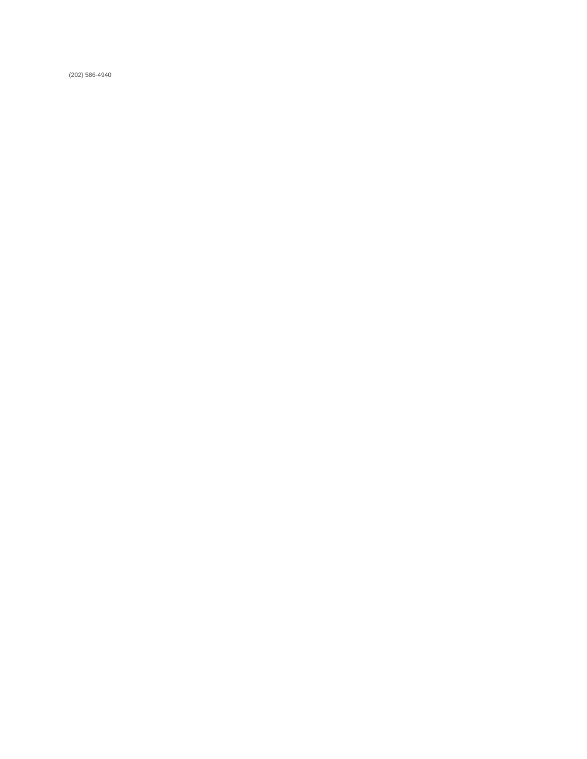(202) 586-4940